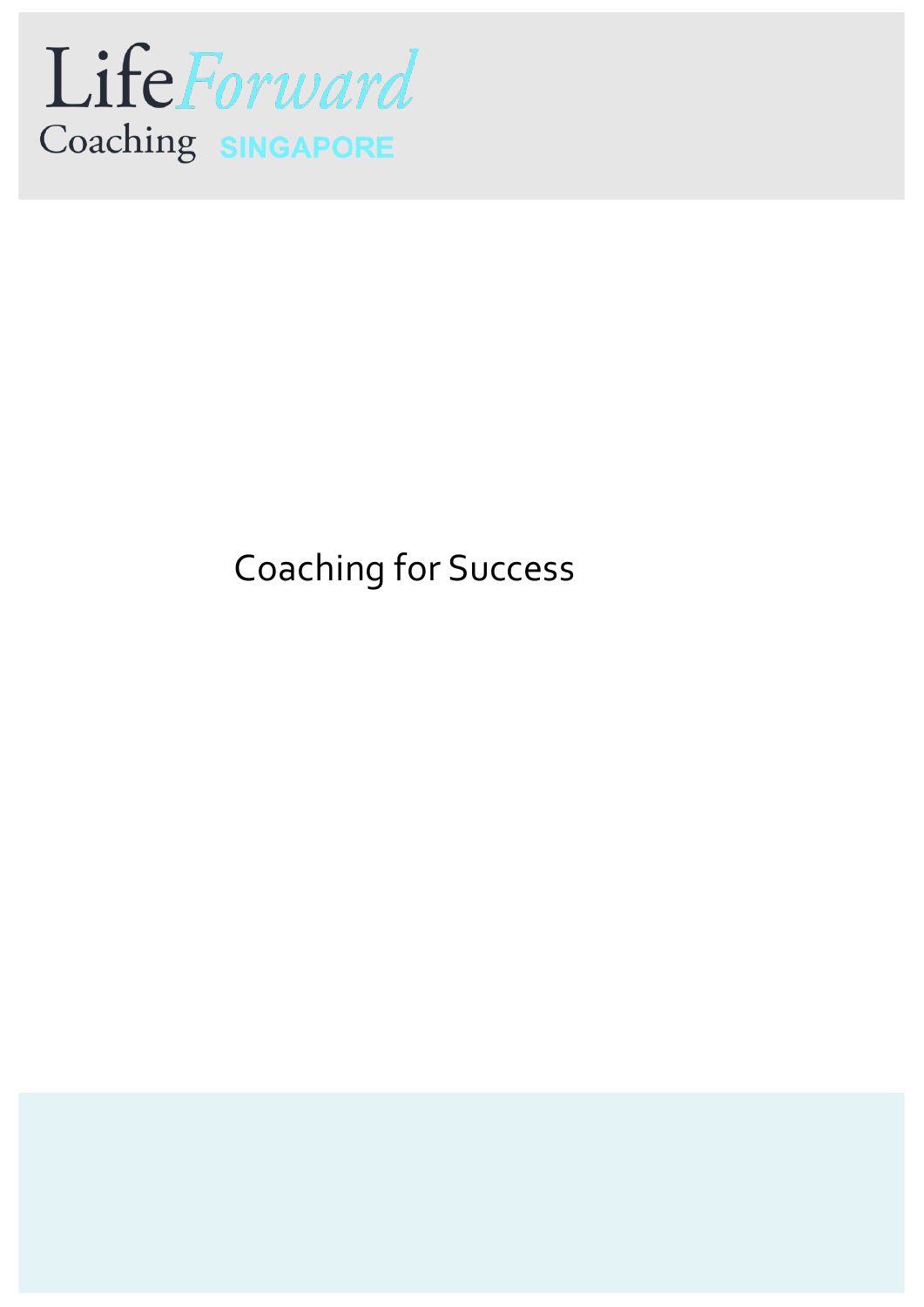LifeForward
Coaching SINGAPORE

# Coaching for Success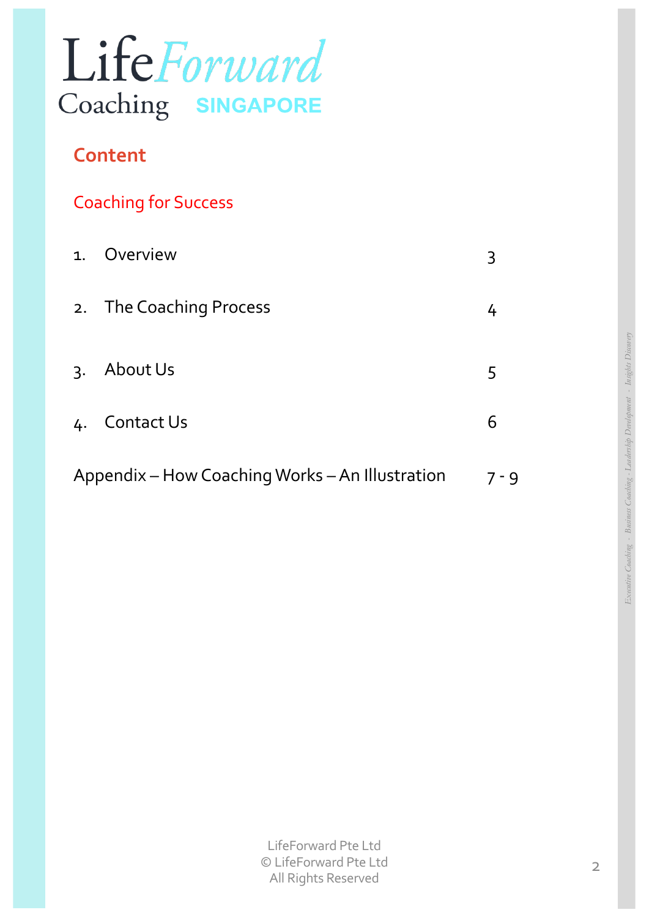LifeForward Coaching SINGAPORE

# Content

## Coaching for Success

| | | |
|---|---|---|
| 1. | Overview | 3 |
| 2. | The Coaching Process | 4 |
| 3. | About Us | 5 |
| 4. | Contact Us | 6 |
| Appendix – How Coaching Works – An Illustration | | 7 - 9 |

LifeForward Pte Ltd
© LifeForward Pte Ltd
All Rights Reserved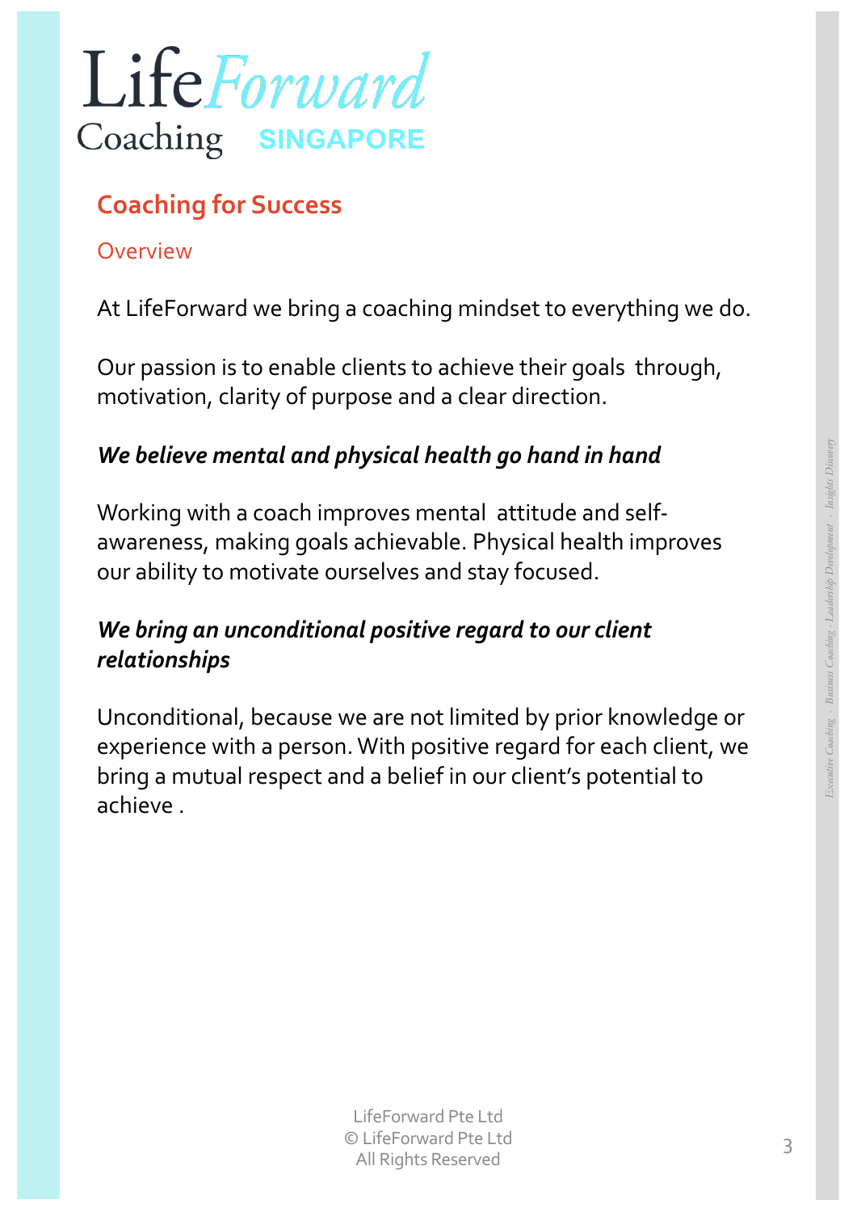# LifeForward Coaching SINGAPORE

## Coaching for Success

### Overview

At LifeForward we bring a coaching mindset to everything we do.

Our passion is to enable clients to achieve their goals through, motivation, clarity of purpose and a clear direction.

***We believe mental and physical health go hand in hand***

Working with a coach improves mental attitude and self-awareness, making goals achievable. Physical health improves our ability to motivate ourselves and stay focused.

***We bring an unconditional positive regard to our client relationships***

Unconditional, because we are not limited by prior knowledge or experience with a person. With positive regard for each client, we bring a mutual respect and a belief in our client's potential to achieve .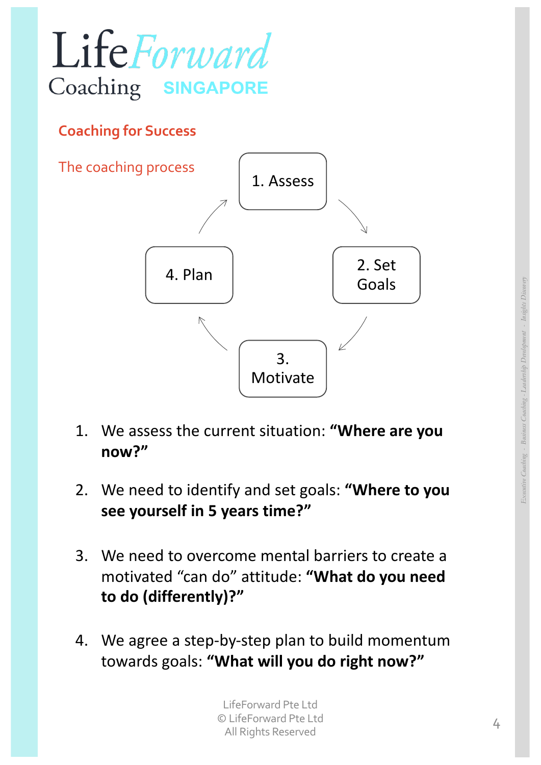# LifeForward Coaching SINGAPORE

## Coaching for Success

### The coaching process

1. Assess → 2. Set Goals → 3. Motivate → 4. Plan → 1. Assess

1. We assess the current situation: **"Where are you now?"**

2. We need to identify and set goals: **"Where to you see yourself in 5 years time?"**

3. We need to overcome mental barriers to create a motivated "can do" attitude: **"What do you need to do (differently)?"**

4. We agree a step-by-step plan to build momentum towards goals: **"What will you do right now?"**

LifeForward Pte Ltd
© LifeForward Pte Ltd
All Rights Reserved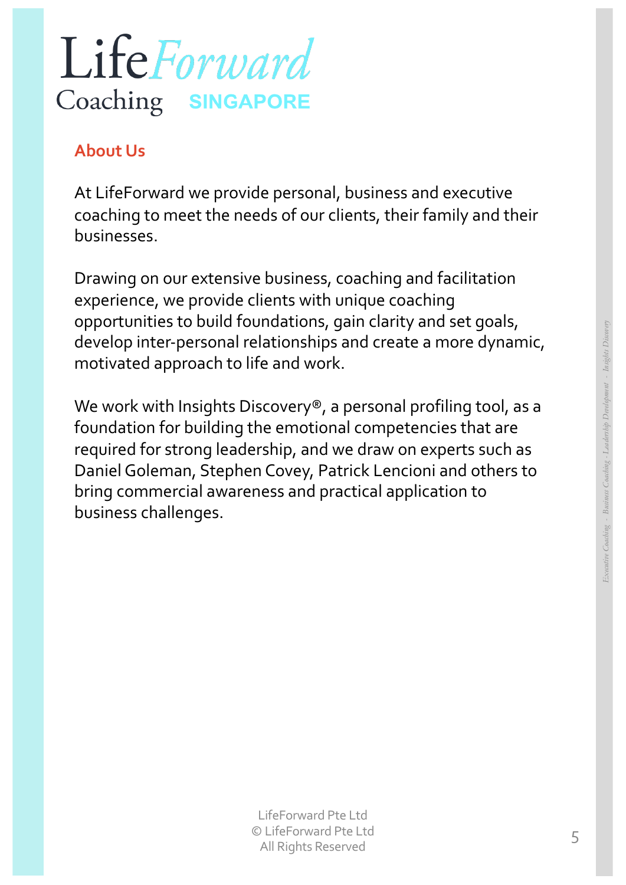## About Us

At LifeForward we provide personal, business and executive coaching to meet the needs of our clients, their family and their businesses.

Drawing on our extensive business, coaching and facilitation experience, we provide clients with unique coaching opportunities to build foundations, gain clarity and set goals, develop inter-personal relationships and create a more dynamic, motivated approach to life and work.

We work with Insights Discovery®, a personal profiling tool, as a foundation for building the emotional competencies that are required for strong leadership, and we draw on experts such as Daniel Goleman, Stephen Covey, Patrick Lencioni and others to bring commercial awareness and practical application to business challenges.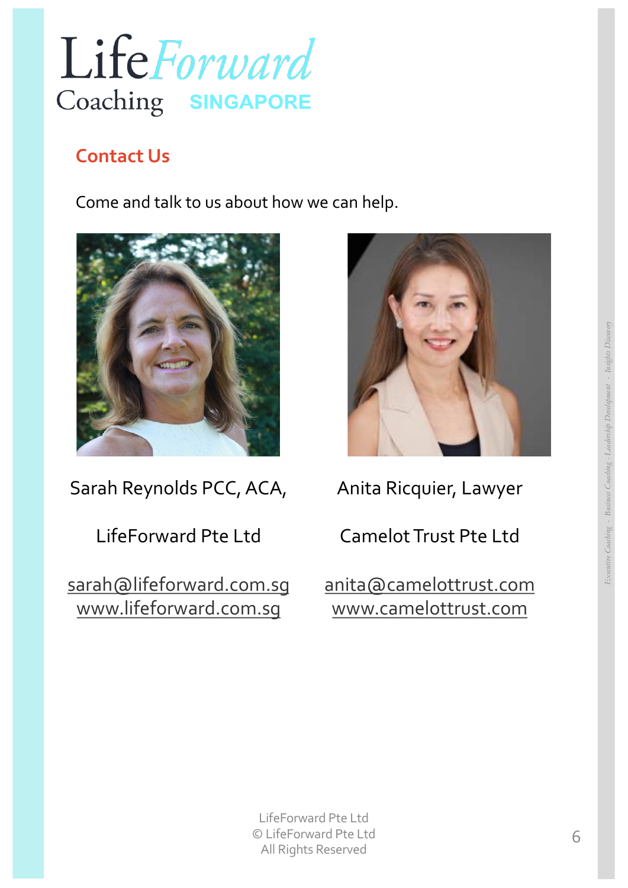# LifeForward Coaching SINGAPORE

## Contact Us

Come and talk to us about how we can help.

Sarah Reynolds PCC, ACA,

LifeForward Pte Ltd

sarah@lifeforward.com.sg
www.lifeforward.com.sg

Anita Ricquier, Lawyer

Camelot Trust Pte Ltd

anita@camelottrust.com
www.camelottrust.com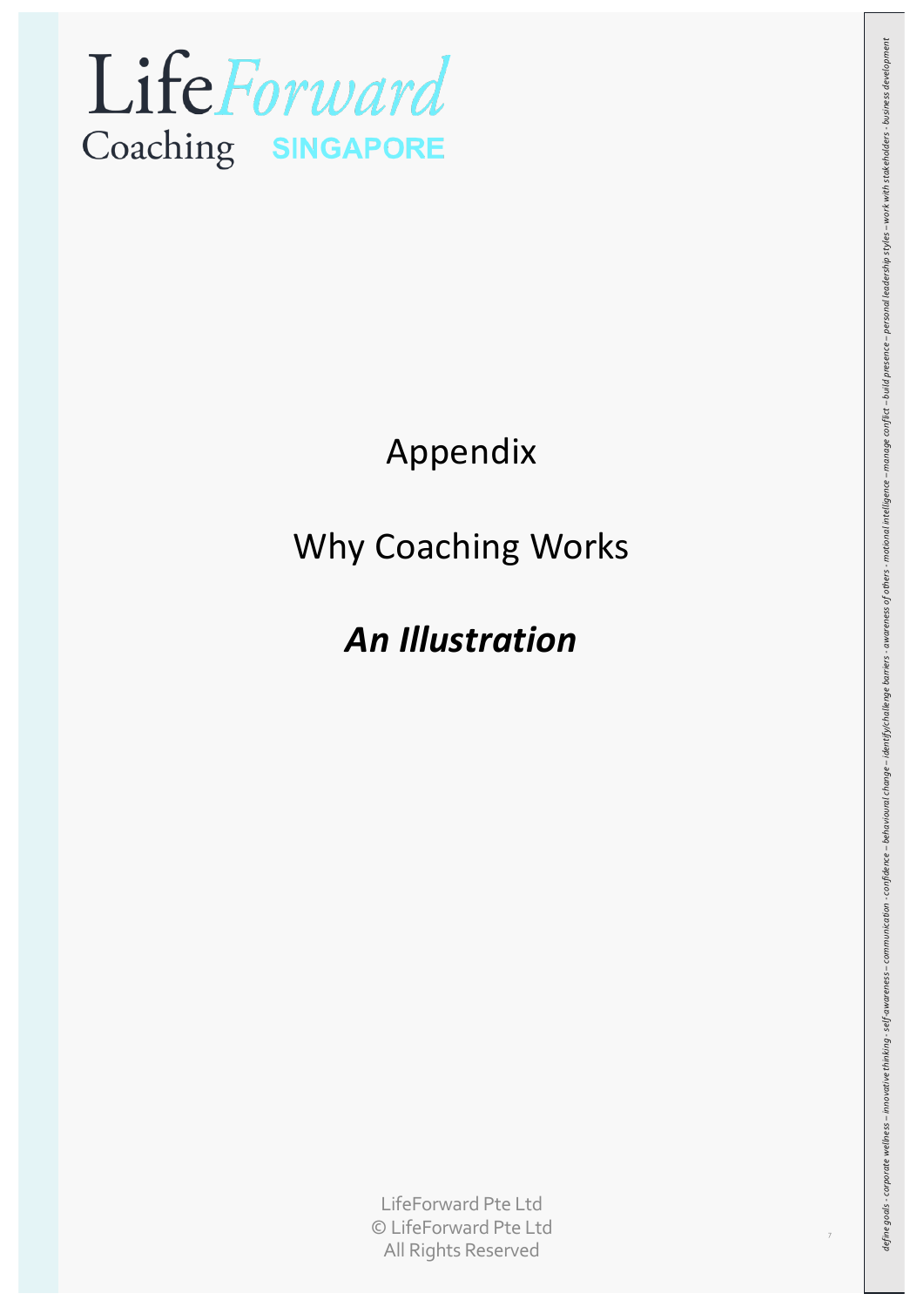# Appendix

## Why Coaching Works

## ***An Illustration***

LifeForward Pte Ltd
© LifeForward Pte Ltd
All Rights Reserved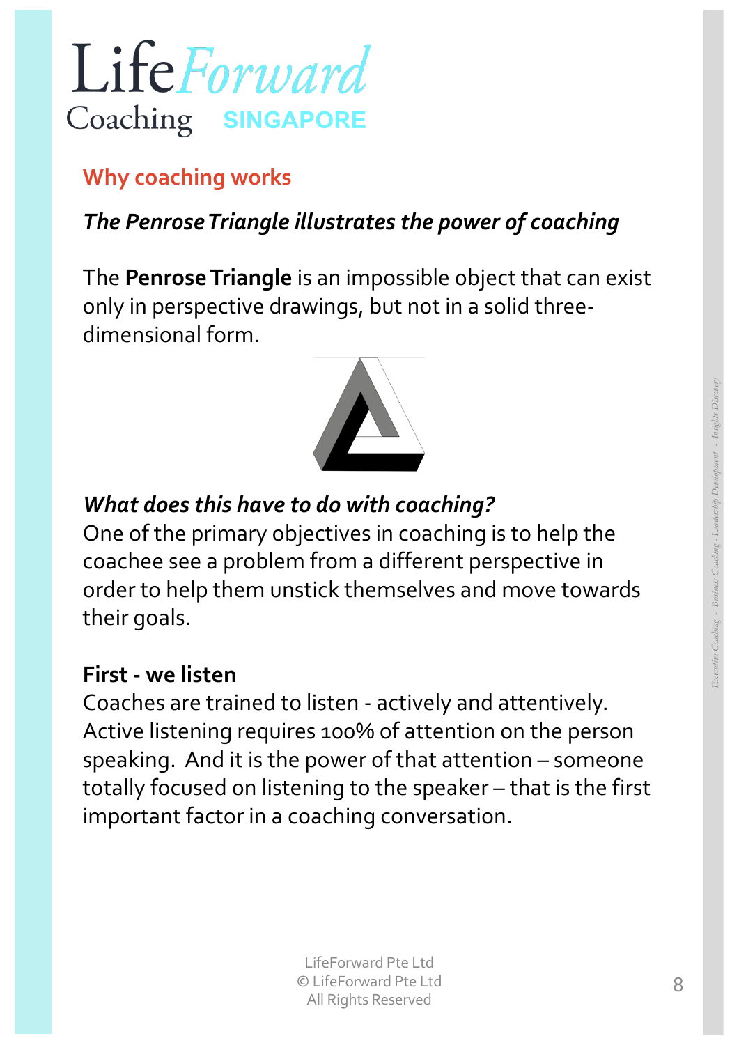LifeForward Coaching SINGAPORE

## Why coaching works

***The Penrose Triangle illustrates the power of coaching***

The **Penrose Triangle** is an impossible object that can exist only in perspective drawings, but not in a solid three-dimensional form.

***What does this have to do with coaching?***

One of the primary objectives in coaching is to help the coachee see a problem from a different perspective in order to help them unstick themselves and move towards their goals.

**First - we listen**

Coaches are trained to listen - actively and attentively. Active listening requires 100% of attention on the person speaking. And it is the power of that attention – someone totally focused on listening to the speaker – that is the first important factor in a coaching conversation.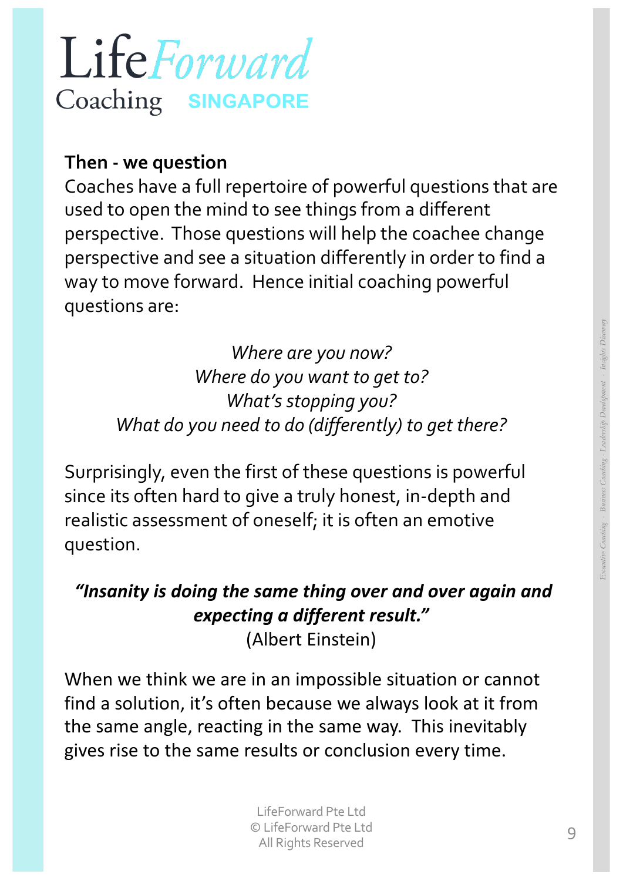**Then - we question**

Coaches have a full repertoire of powerful questions that are used to open the mind to see things from a different perspective. Those questions will help the coachee change perspective and see a situation differently in order to find a way to move forward. Hence initial coaching powerful questions are:

*Where are you now?*
*Where do you want to get to?*
*What's stopping you?*
*What do you need to do (differently) to get there?*

Surprisingly, even the first of these questions is powerful since its often hard to give a truly honest, in-depth and realistic assessment of oneself; it is often an emotive question.

***"Insanity is doing the same thing over and over again and expecting a different result."***
(Albert Einstein)

When we think we are in an impossible situation or cannot find a solution, it's often because we always look at it from the same angle, reacting in the same way. This inevitably gives rise to the same results or conclusion every time.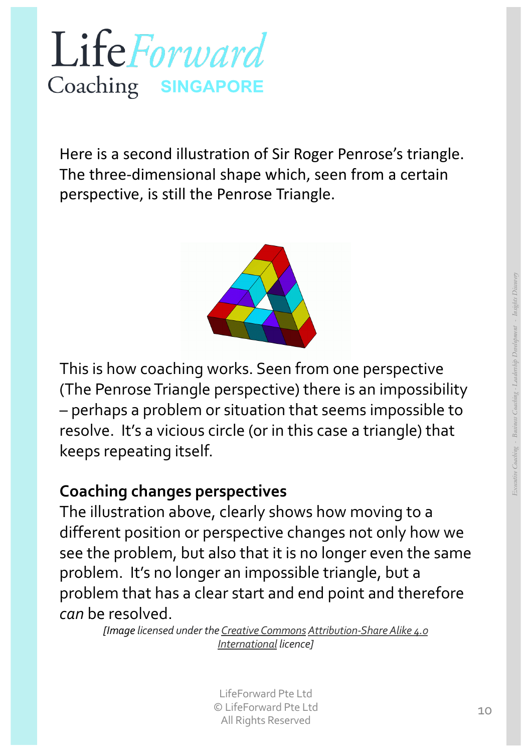Here is a second illustration of Sir Roger Penrose's triangle. The three-dimensional shape which, seen from a certain perspective, is still the Penrose Triangle.

This is how coaching works. Seen from one perspective (The Penrose Triangle perspective) there is an impossibility – perhaps a problem or situation that seems impossible to resolve. It's a vicious circle (or in this case a triangle) that keeps repeating itself.

**Coaching changes perspectives**

The illustration above, clearly shows how moving to a different position or perspective changes not only how we see the problem, but also that it is no longer even the same problem. It's no longer an impossible triangle, but a problem that has a clear start and end point and therefore *can* be resolved.

*[Image licensed under the Creative Commons Attribution-Share Alike 4.0 International licence]*